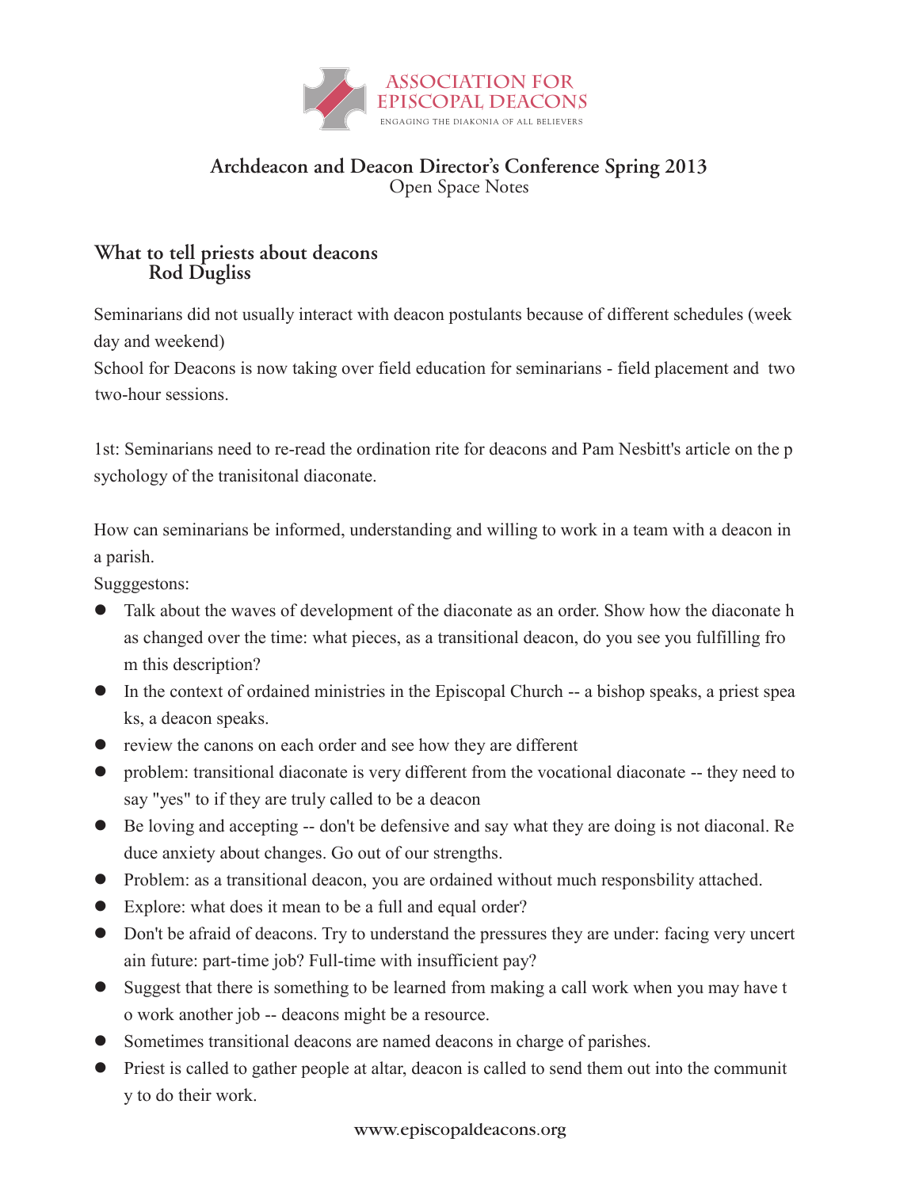ASSOCIATION FOR EPISCOPAL DEACONS

ENGAGING THE DIAKONIA OF ALL BELIEVERS

## Archdeacon and Deacon Director's Conference Spring 2013

Open Space Notes

### What to tell priests about deacons

**Rod Dugliss**

Seminarians did not usually interact with deacon postulants because of different schedules (week day and weekend)

School for Deacons is now taking over field education for seminarians - field placement and two two-hour sessions.

1st: Seminarians need to re-read the ordination rite for deacons and Pam Nesbitt's article on the psychology of the tranisitonal diaconate.

How can seminarians be informed, understanding and willing to work in a team with a deacon in a parish.

Sugggestons:

- Talk about the waves of development of the diaconate as an order. Show how the diaconate has changed over the time: what pieces, as a transitional deacon, do you see you fulfilling from this description?
- In the context of ordained ministries in the Episcopal Church -- a bishop speaks, a priest speaks, a deacon speaks.
- review the canons on each order and see how they are different
- problem: transitional diaconate is very different from the vocational diaconate -- they need to say "yes" to if they are truly called to be a deacon
- Be loving and accepting -- don't be defensive and say what they are doing is not diaconal. Reduce anxiety about changes. Go out of our strengths.
- Problem: as a transitional deacon, you are ordained without much responsbility attached.
- Explore: what does it mean to be a full and equal order?
- Don't be afraid of deacons. Try to understand the pressures they are under: facing very uncertain future: part-time job? Full-time with insufficient pay?
- Suggest that there is something to be learned from making a call work when you may have to work another job -- deacons might be a resource.
- Sometimes transitional deacons are named deacons in charge of parishes.
- Priest is called to gather people at altar, deacon is called to send them out into the community to do their work.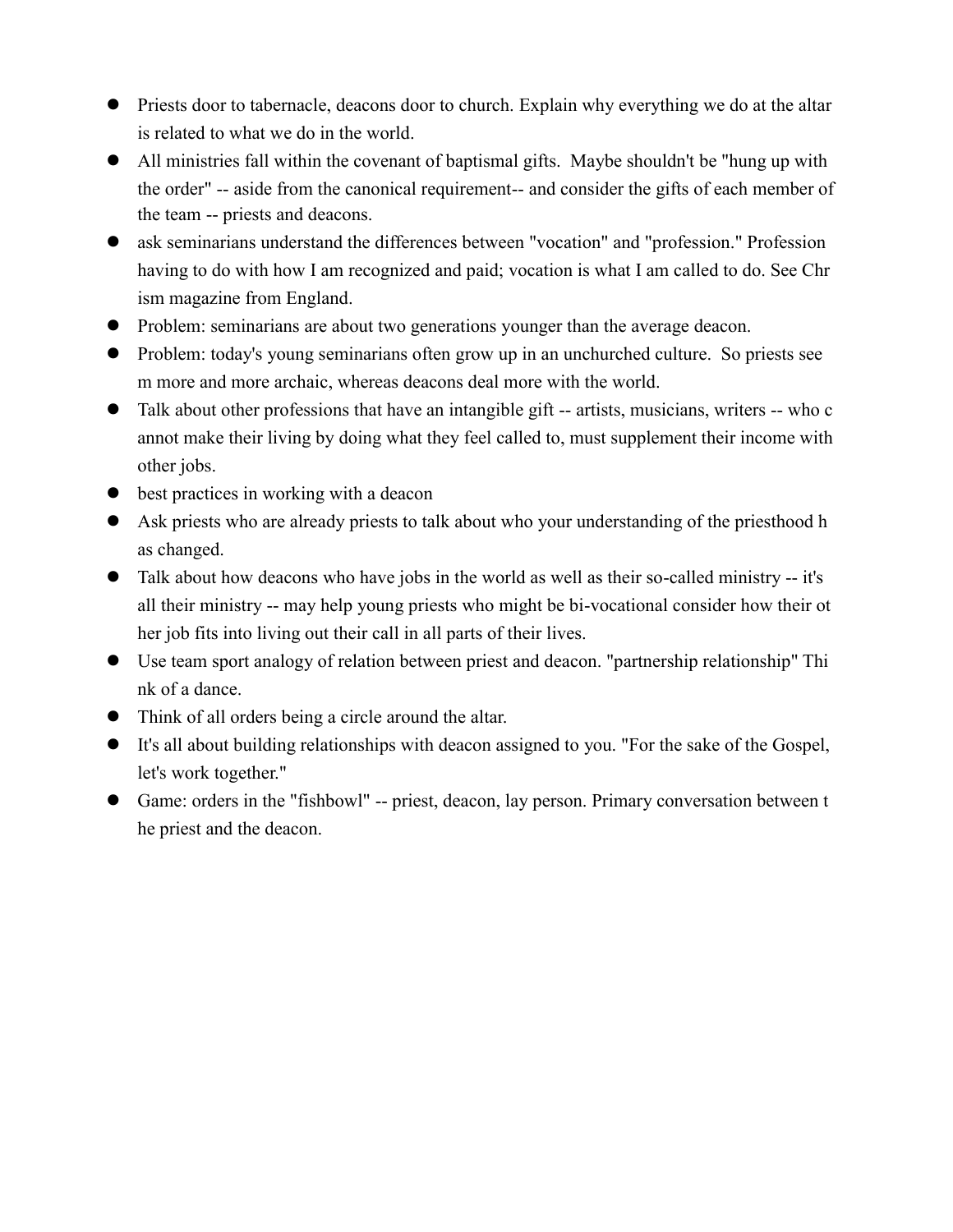- Priests door to tabernacle, deacons door to church. Explain why everything we do at the altar is related to what we do in the world.
- All ministries fall within the covenant of baptismal gifts. Maybe shouldn't be "hung up with the order" -- aside from the canonical requirement-- and consider the gifts of each member of the team -- priests and deacons.
- ask seminarians understand the differences between "vocation" and "profession." Profession having to do with how I am recognized and paid; vocation is what I am called to do. See Chrism magazine from England.
- Problem: seminarians are about two generations younger than the average deacon.
- Problem: today's young seminarians often grow up in an unchurched culture. So priests seem more and more archaic, whereas deacons deal more with the world.
- Talk about other professions that have an intangible gift -- artists, musicians, writers -- who cannot make their living by doing what they feel called to, must supplement their income with other jobs.
- best practices in working with a deacon
- Ask priests who are already priests to talk about who your understanding of the priesthood has changed.
- Talk about how deacons who have jobs in the world as well as their so-called ministry -- it's all their ministry -- may help young priests who might be bi-vocational consider how their other job fits into living out their call in all parts of their lives.
- Use team sport analogy of relation between priest and deacon. "partnership relationship" Think of a dance.
- Think of all orders being a circle around the altar.
- It's all about building relationships with deacon assigned to you. "For the sake of the Gospel, let's work together."
- Game: orders in the "fishbowl" -- priest, deacon, lay person. Primary conversation between the priest and the deacon.